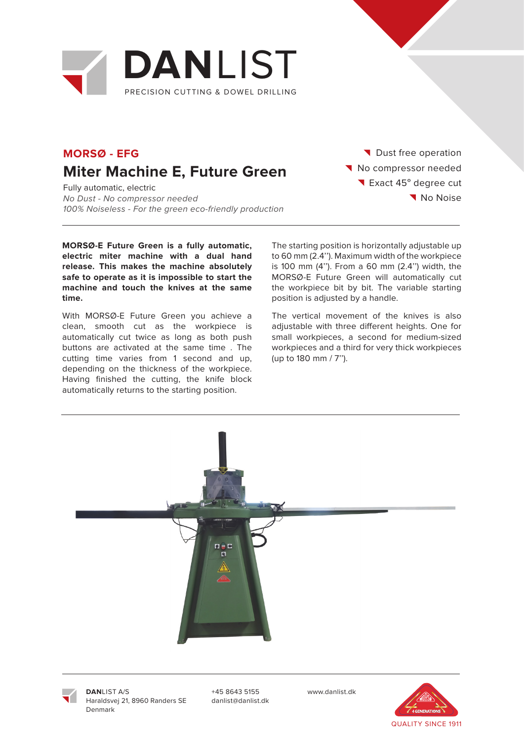# DANLIST

PRECISION CUTTING & DOWEL DRILLING

## MORSØ - EFG

## Miter Machine E, Future Green

Fully automatic, electric
*No Dust - No compressor needed*
*100% Noiseless - For the green eco-friendly production*

- Dust free operation
- No compressor needed
- Exact 45° degree cut
- No Noise

**MORSØ-E Future Green is a fully automatic, electric miter machine with a dual hand release. This makes the machine absolutely safe to operate as it is impossible to start the machine and touch the knives at the same time.**

With MORSØ-E Future Green you achieve a clean, smooth cut as the workpiece is automatically cut twice as long as both push buttons are activated at the same time . The cutting time varies from 1 second and up, depending on the thickness of the workpiece. Having finished the cutting, the knife block automatically returns to the starting position.

The starting position is horizontally adjustable up to 60 mm (2.4''). Maximum width of the workpiece is 100 mm (4''). From a 60 mm (2.4'') width, the MORSØ-E Future Green will automatically cut the workpiece bit by bit. The variable starting position is adjusted by a handle.

The vertical movement of the knives is also adjustable with three different heights. One for small workpieces, a second for medium-sized workpieces and a third for very thick workpieces (up to 180 mm / 7'').

**DAN**LIST A/S
Haraldsvej 21, 8960 Randers SE
Denmark

+45 8643 5155
danlist@danlist.dk

www.danlist.dk

QUALITY SINCE 1911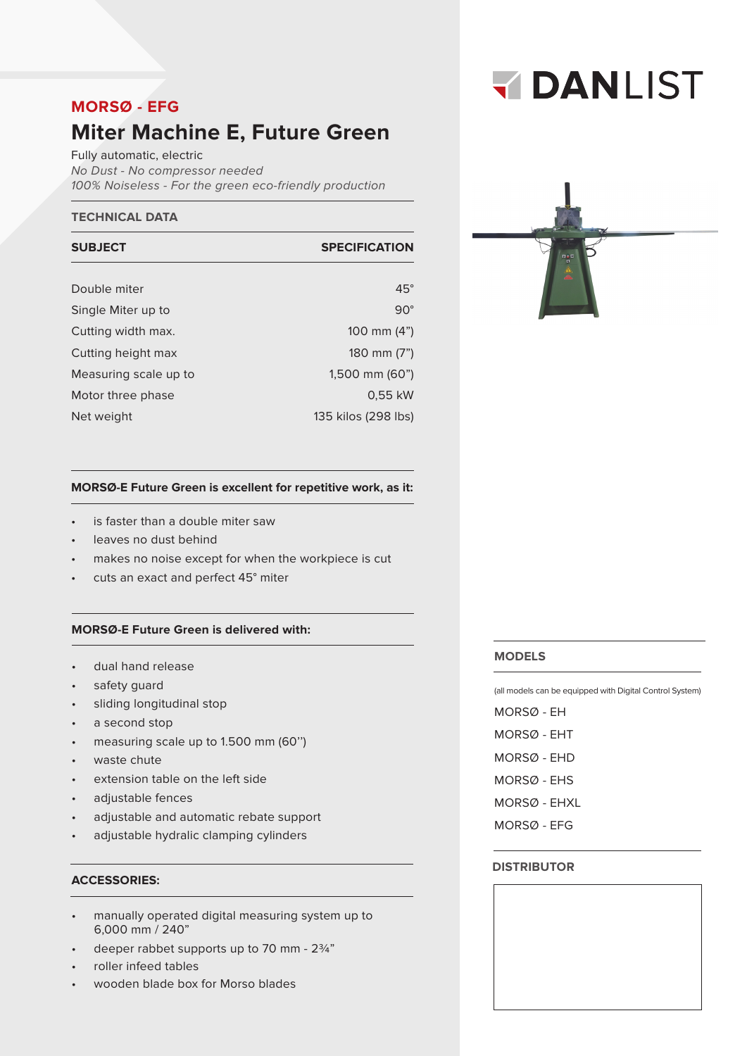**MORSØ - EFG**

# Miter Machine E, Future Green

Fully automatic, electric
*No Dust - No compressor needed*
*100% Noiseless - For the green eco-friendly production*

## TECHNICAL DATA

| SUBJECT | SPECIFICATION |
|---|---|
| Double miter | 45° |
| Single Miter up to | 90° |
| Cutting width max. | 100 mm (4") |
| Cutting height max | 180 mm (7") |
| Measuring scale up to | 1,500 mm (60") |
| Motor three phase | 0,55 kW |
| Net weight | 135 kilos (298 lbs) |

**MORSØ-E Future Green is excellent for repetitive work, as it:**

- is faster than a double miter saw
- leaves no dust behind
- makes no noise except for when the workpiece is cut
- cuts an exact and perfect 45° miter

**MORSØ-E Future Green is delivered with:**

- dual hand release
- safety guard
- sliding longitudinal stop
- a second stop
- measuring scale up to 1.500 mm (60'')
- waste chute
- extension table on the left side
- adjustable fences
- adjustable and automatic rebate support
- adjustable hydralic clamping cylinders

**ACCESSORIES:**

- manually operated digital measuring system up to 6,000 mm / 240"
- deeper rabbet supports up to 70 mm - 2¾"
- roller infeed tables
- wooden blade box for Morso blades

DANLIST

## MODELS

(all models can be equipped with Digital Control System)

MORSØ - EH
MORSØ - EHT
MORSØ - EHD
MORSØ - EHS
MORSØ - EHXL
MORSØ - EFG

## DISTRIBUTOR